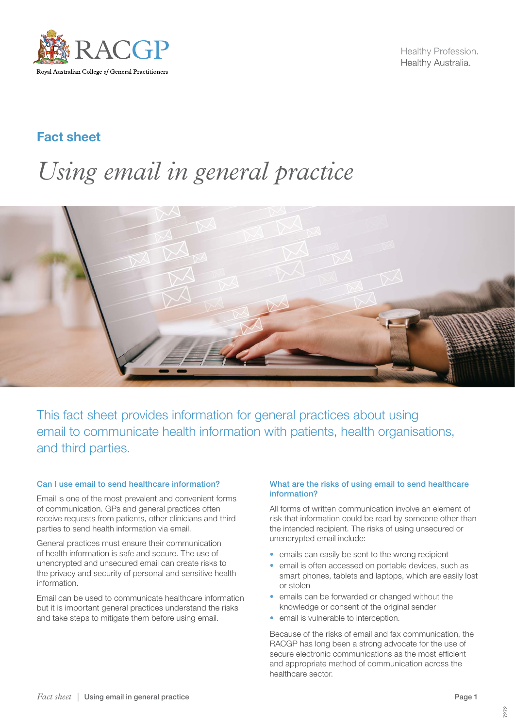RACGP

Royal Australian College of General Practitioners

Healthy Profession.
Healthy Australia.

## Fact sheet

# *Using email in general practice*

This fact sheet provides information for general practices about using email to communicate health information with patients, health organisations, and third parties.

### Can I use email to send healthcare information?

Email is one of the most prevalent and convenient forms of communication. GPs and general practices often receive requests from patients, other clinicians and third parties to send health information via email.

General practices must ensure their communication of health information is safe and secure. The use of unencrypted and unsecured email can create risks to the privacy and security of personal and sensitive health information.

Email can be used to communicate healthcare information but it is important general practices understand the risks and take steps to mitigate them before using email.

### What are the risks of using email to send healthcare information?

All forms of written communication involve an element of risk that information could be read by someone other than the intended recipient. The risks of using unsecured or unencrypted email include:

- emails can easily be sent to the wrong recipient
- email is often accessed on portable devices, such as smart phones, tablets and laptops, which are easily lost or stolen
- emails can be forwarded or changed without the knowledge or consent of the original sender
- email is vulnerable to interception.

Because of the risks of email and fax communication, the RACGP has long been a strong advocate for the use of secure electronic communications as the most efficient and appropriate method of communication across the healthcare sector.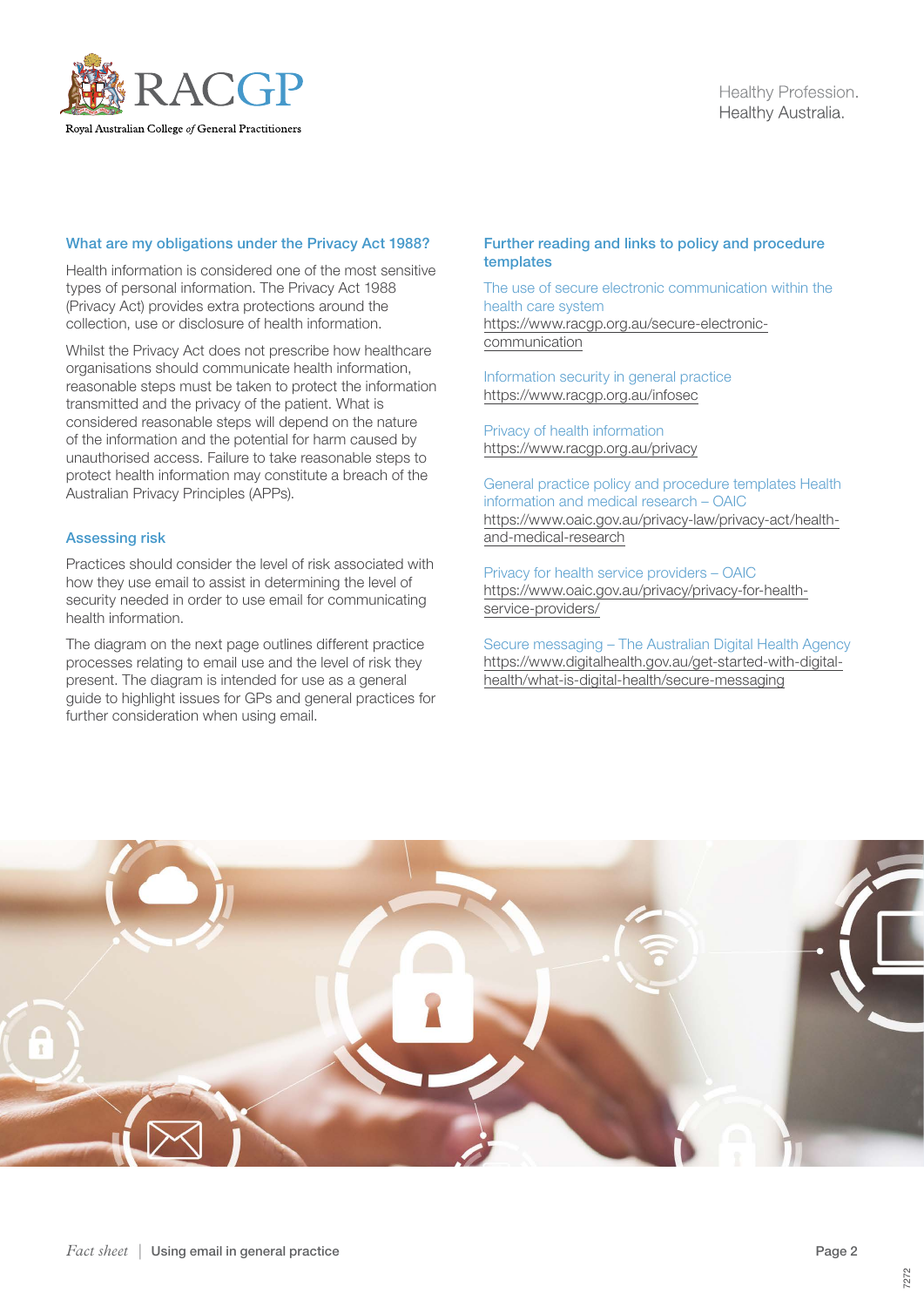## What are my obligations under the Privacy Act 1988?

Health information is considered one of the most sensitive types of personal information. The Privacy Act 1988 (Privacy Act) provides extra protections around the collection, use or disclosure of health information.

Whilst the Privacy Act does not prescribe how healthcare organisations should communicate health information, reasonable steps must be taken to protect the information transmitted and the privacy of the patient. What is considered reasonable steps will depend on the nature of the information and the potential for harm caused by unauthorised access. Failure to take reasonable steps to protect health information may constitute a breach of the Australian Privacy Principles (APPs).

## Assessing risk

Practices should consider the level of risk associated with how they use email to assist in determining the level of security needed in order to use email for communicating health information.

The diagram on the next page outlines different practice processes relating to email use and the level of risk they present. The diagram is intended for use as a general guide to highlight issues for GPs and general practices for further consideration when using email.

## Further reading and links to policy and procedure templates

The use of secure electronic communication within the health care system
https://www.racgp.org.au/secure-electronic-communication

Information security in general practice
https://www.racgp.org.au/infosec

Privacy of health information
https://www.racgp.org.au/privacy

General practice policy and procedure templates Health information and medical research – OAIC
https://www.oaic.gov.au/privacy-law/privacy-act/health-and-medical-research

Privacy for health service providers – OAIC
https://www.oaic.gov.au/privacy/privacy-for-health-service-providers/

Secure messaging – The Australian Digital Health Agency
https://www.digitalhealth.gov.au/get-started-with-digital-health/what-is-digital-health/secure-messaging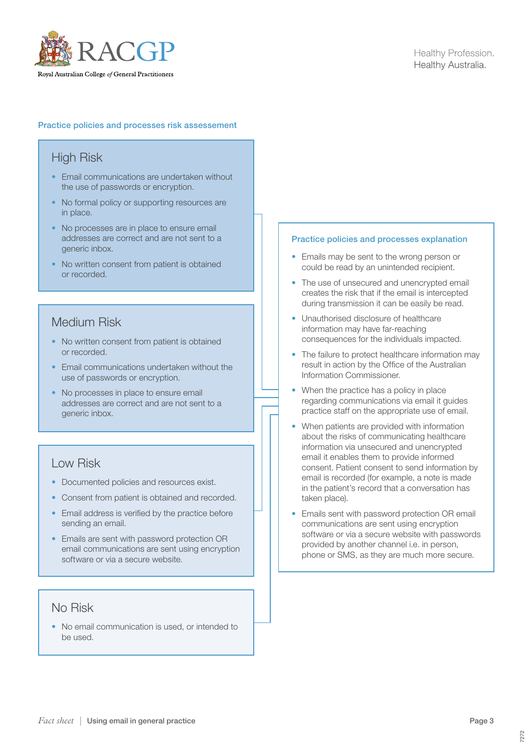### Practice policies and processes risk assessement

## High Risk

- Email communications are undertaken without the use of passwords or encryption.
- No formal policy or supporting resources are in place.
- No processes are in place to ensure email addresses are correct and are not sent to a generic inbox.
- No written consent from patient is obtained or recorded.

## Medium Risk

- No written consent from patient is obtained or recorded.
- Email communications undertaken without the use of passwords or encryption.
- No processes in place to ensure email addresses are correct and are not sent to a generic inbox.

## Low Risk

- Documented policies and resources exist.
- Consent from patient is obtained and recorded.
- Email address is verified by the practice before sending an email.
- Emails are sent with password protection OR email communications are sent using encryption software or via a secure website.

## No Risk

- No email communication is used, or intended to be used.

### Practice policies and processes explanation

- Emails may be sent to the wrong person or could be read by an unintended recipient.
- The use of unsecured and unencrypted email creates the risk that if the email is intercepted during transmission it can be easily be read.
- Unauthorised disclosure of healthcare information may have far-reaching consequences for the individuals impacted.
- The failure to protect healthcare information may result in action by the Office of the Australian Information Commissioner.
- When the practice has a policy in place regarding communications via email it guides practice staff on the appropriate use of email.
- When patients are provided with information about the risks of communicating healthcare information via unsecured and unencrypted email it enables them to provide informed consent. Patient consent to send information by email is recorded (for example, a note is made in the patient's record that a conversation has taken place).
- Emails sent with password protection OR email communications are sent using encryption software or via a secure website with passwords provided by another channel i.e. in person, phone or SMS, as they are much more secure.